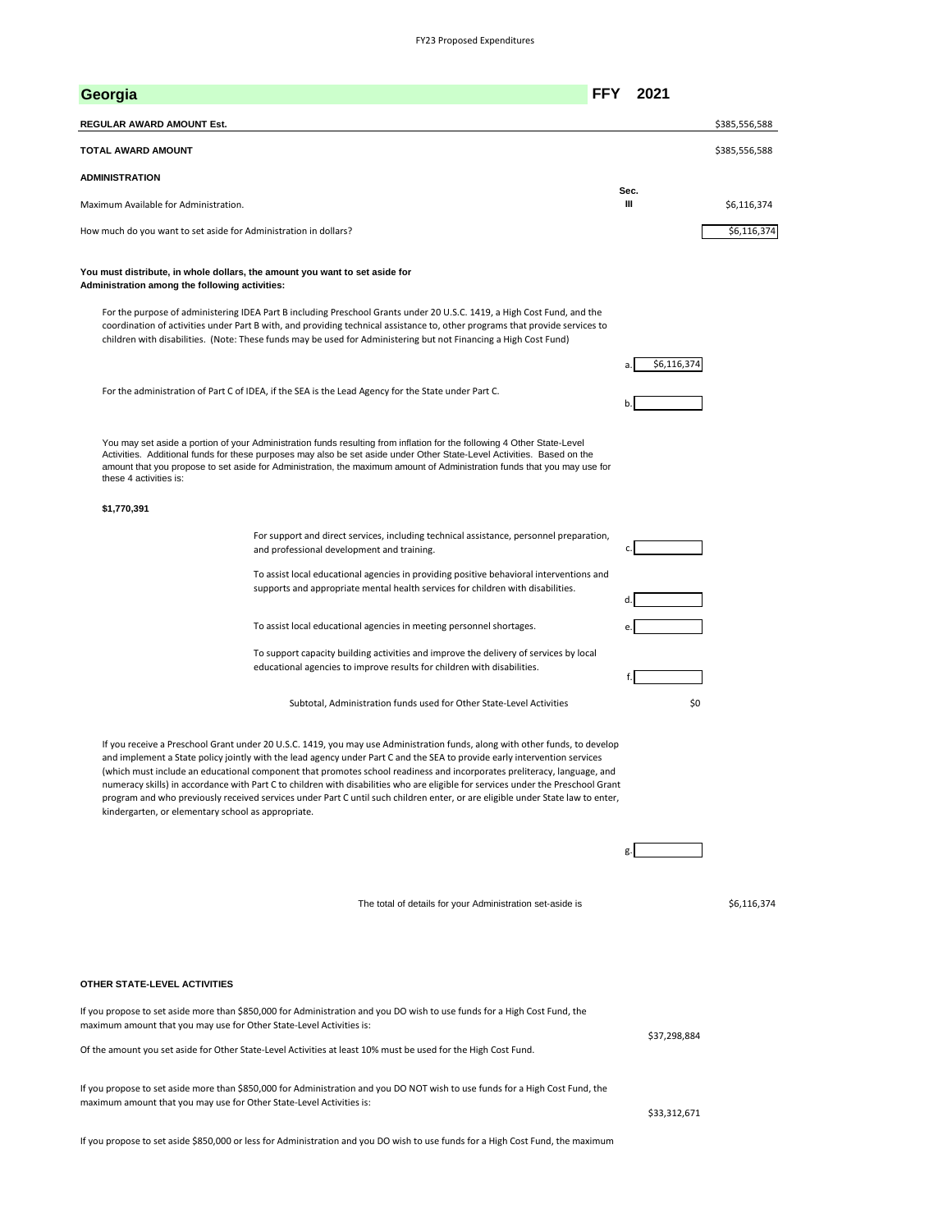FY23 Proposed Expenditures

## Georgia

**FFY 2021**

| | |
|---|---|
| **REGULAR AWARD AMOUNT Est.** | $385,556,588 |
| **TOTAL AWARD AMOUNT** | $385,556,588 |

**ADMINISTRATION**

Maximum Available for Administration. Sec. III $6,116,374

How much do you want to set aside for Administration in dollars? $6,116,374

**You must distribute, in whole dollars, the amount you want to set aside for Administration among the following activities:**

For the purpose of administering IDEA Part B including Preschool Grants under 20 U.S.C. 1419, a High Cost Fund, and the coordination of activities under Part B with, and providing technical assistance to, other programs that provide services to children with disabilities. (Note: These funds may be used for Administering but not Financing a High Cost Fund)

a. $6,116,374

For the administration of Part C of IDEA, if the SEA is the Lead Agency for the State under Part C.

b.

You may set aside a portion of your Administration funds resulting from inflation for the following 4 Other State-Level Activities. Additional funds for these purposes may also be set aside under Other State-Level Activities. Based on the amount that you propose to set aside for Administration, the maximum amount of Administration funds that you may use for these 4 activities is:

**$1,770,391**

For support and direct services, including technical assistance, personnel preparation, and professional development and training.

c.

To assist local educational agencies in providing positive behavioral interventions and supports and appropriate mental health services for children with disabilities.

d.

To assist local educational agencies in meeting personnel shortages.

e.

To support capacity building activities and improve the delivery of services by local educational agencies to improve results for children with disabilities.

f.

Subtotal, Administration funds used for Other State-Level Activities $0

If you receive a Preschool Grant under 20 U.S.C. 1419, you may use Administration funds, along with other funds, to develop and implement a State policy jointly with the lead agency under Part C and the SEA to provide early intervention services (which must include an educational component that promotes school readiness and incorporates preliteracy, language, and numeracy skills) in accordance with Part C to children with disabilities who are eligible for services under the Preschool Grant program and who previously received services under Part C until such children enter, or are eligible under State law to enter, kindergarten, or elementary school as appropriate.

g.

The total of details for your Administration set-aside is $6,116,374

**OTHER STATE-LEVEL ACTIVITIES**

If you propose to set aside more than $850,000 for Administration and you DO wish to use funds for a High Cost Fund, the maximum amount that you may use for Other State-Level Activities is: $37,298,884

Of the amount you set aside for Other State-Level Activities at least 10% must be used for the High Cost Fund.

If you propose to set aside more than $850,000 for Administration and you DO NOT wish to use funds for a High Cost Fund, the maximum amount that you may use for Other State-Level Activities is: $33,312,671

If you propose to set aside $850,000 or less for Administration and you DO wish to use funds for a High Cost Fund, the maximum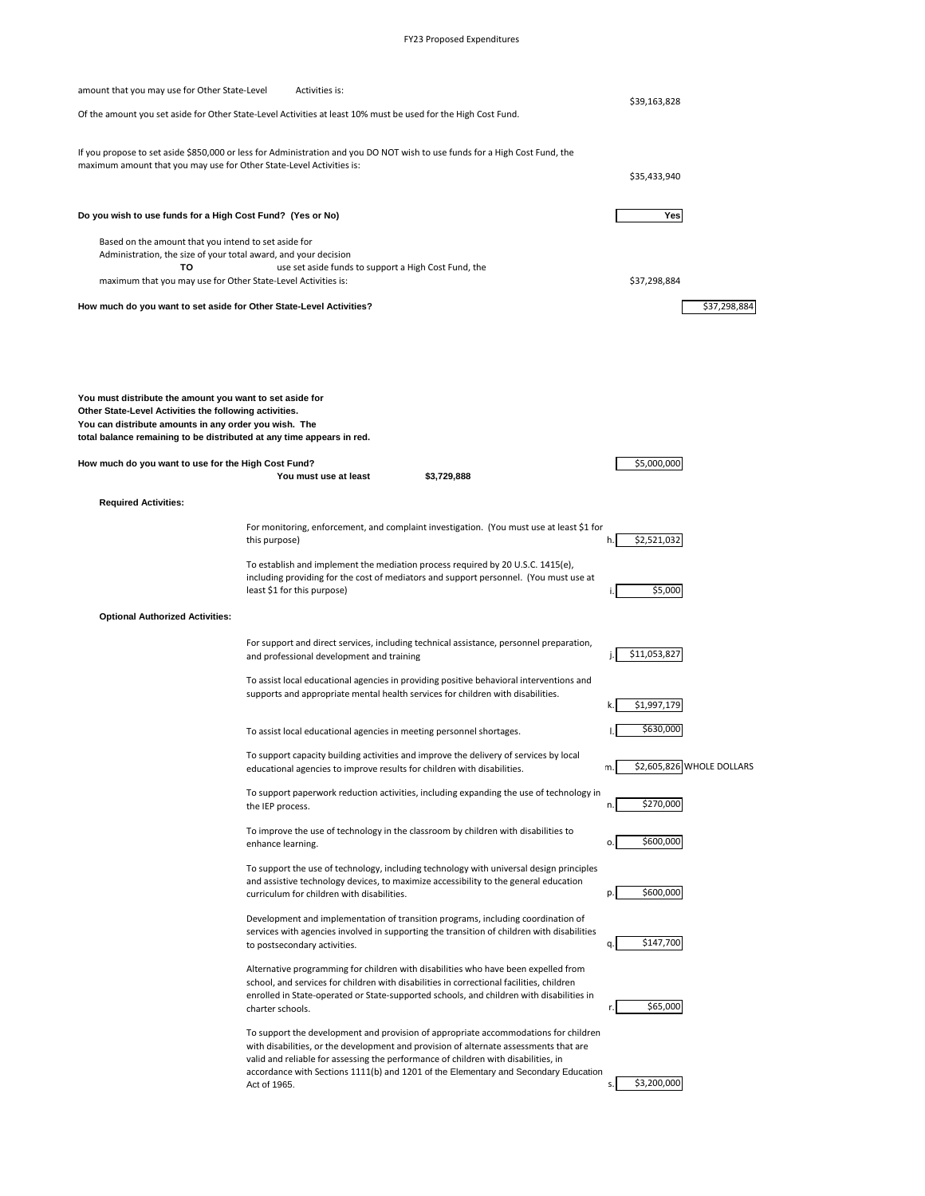amount that you may use for Other State-Level Activities is: $39,163,828

Of the amount you set aside for Other State-Level Activities at least 10% must be used for the High Cost Fund.

If you propose to set aside $850,000 or less for Administration and you DO NOT wish to use funds for a High Cost Fund, the maximum amount that you may use for Other State-Level Activities is: $35,433,940

**Do you wish to use funds for a High Cost Fund? (Yes or No)** **Yes**

Based on the amount that you intend to set aside for Administration, the size of your total award, and your decision **TO** use set aside funds to support a High Cost Fund, the maximum that you may use for Other State-Level Activities is: $37,298,884

**How much do you want to set aside for Other State-Level Activities?** $37,298,884

**You must distribute the amount you want to set aside for Other State-Level Activities the following activities. You can distribute amounts in any order you wish. The total balance remaining to be distributed at any time appears in red.**

**How much do you want to use for the High Cost Fund?** $5,000,000

**You must use at least** **$3,729,888**

**Required Activities:**

| | | |
|---|---|---|
| For monitoring, enforcement, and complaint investigation. (You must use at least $1 for this purpose) | h. | $2,521,032 |
| To establish and implement the mediation process required by 20 U.S.C. 1415(e), including providing for the cost of mediators and support personnel. (You must use at least $1 for this purpose) | i. | $5,000 |

**Optional Authorized Activities:**

| | | |
|---|---|---|
| For support and direct services, including technical assistance, personnel preparation, and professional development and training | j. | $11,053,827 |
| To assist local educational agencies in providing positive behavioral interventions and supports and appropriate mental health services for children with disabilities. | k. | $1,997,179 |
| To assist local educational agencies in meeting personnel shortages. | l. | $630,000 |
| To support capacity building activities and improve the delivery of services by local educational agencies to improve results for children with disabilities. | m. | $2,605,826 WHOLE DOLLARS |
| To support paperwork reduction activities, including expanding the use of technology in the IEP process. | n. | $270,000 |
| To improve the use of technology in the classroom by children with disabilities to enhance learning. | o. | $600,000 |
| To support the use of technology, including technology with universal design principles and assistive technology devices, to maximize accessibility to the general education curriculum for children with disabilities. | p. | $600,000 |
| Development and implementation of transition programs, including coordination of services with agencies involved in supporting the transition of children with disabilities to postsecondary activities. | q. | $147,700 |
| Alternative programming for children with disabilities who have been expelled from school, and services for children with disabilities in correctional facilities, children enrolled in State-operated or State-supported schools, and children with disabilities in charter schools. | r. | $65,000 |
| To support the development and provision of appropriate accommodations for children with disabilities, or the development and provision of alternate assessments that are valid and reliable for assessing the performance of children with disabilities, in accordance with Sections 1111(b) and 1201 of the Elementary and Secondary Education Act of 1965. | s. | $3,200,000 |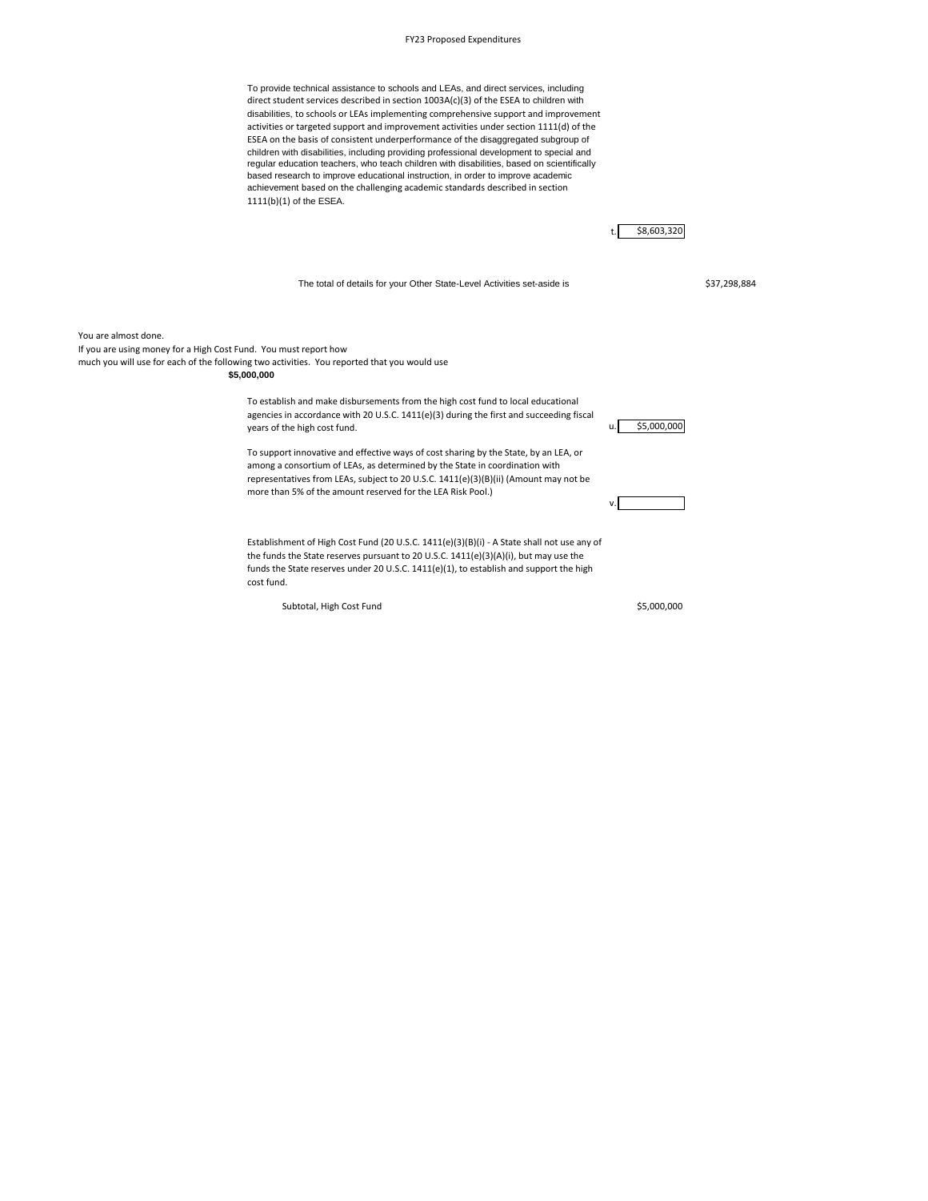FY23 Proposed Expenditures

To provide technical assistance to schools and LEAs, and direct services, including direct student services described in section 1003A(c)(3) of the ESEA to children with disabilities, to schools or LEAs implementing comprehensive support and improvement activities or targeted support and improvement activities under section 1111(d) of the ESEA on the basis of consistent underperformance of the disaggregated subgroup of children with disabilities, including providing professional development to special and regular education teachers, who teach children with disabilities, based on scientifically based research to improve educational instruction, in order to improve academic achievement based on the challenging academic standards described in section 1111(b)(1) of the ESEA.

t. $8,603,320

The total of details for your Other State-Level Activities set-aside is $37,298,884

You are almost done.
If you are using money for a High Cost Fund. You must report how much you will use for each of the following two activities. You reported that you would use
**$5,000,000**

To establish and make disbursements from the high cost fund to local educational agencies in accordance with 20 U.S.C. 1411(e)(3) during the first and succeeding fiscal years of the high cost fund.

u. $5,000,000

To support innovative and effective ways of cost sharing by the State, by an LEA, or among a consortium of LEAs, as determined by the State in coordination with representatives from LEAs, subject to 20 U.S.C. 1411(e)(3)(B)(ii) (Amount may not be more than 5% of the amount reserved for the LEA Risk Pool.)

v.

Establishment of High Cost Fund (20 U.S.C. 1411(e)(3)(B)(i) - A State shall not use any of the funds the State reserves pursuant to 20 U.S.C. 1411(e)(3)(A)(i), but may use the funds the State reserves under 20 U.S.C. 1411(e)(1), to establish and support the high cost fund.

Subtotal, High Cost Fund $5,000,000